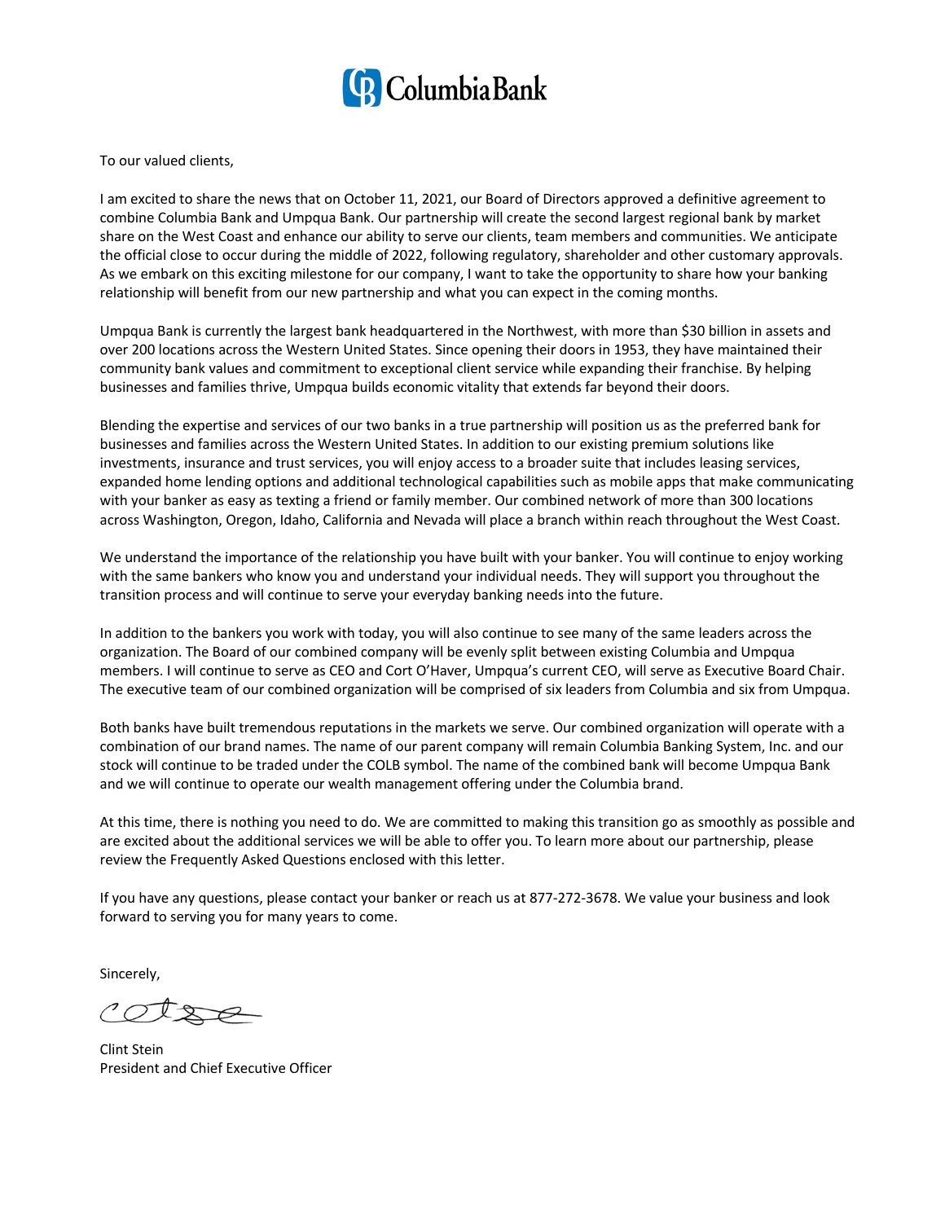Columbia Bank

To our valued clients,

I am excited to share the news that on October 11, 2021, our Board of Directors approved a definitive agreement to combine Columbia Bank and Umpqua Bank. Our partnership will create the second largest regional bank by market share on the West Coast and enhance our ability to serve our clients, team members and communities. We anticipate the official close to occur during the middle of 2022, following regulatory, shareholder and other customary approvals. As we embark on this exciting milestone for our company, I want to take the opportunity to share how your banking relationship will benefit from our new partnership and what you can expect in the coming months.

Umpqua Bank is currently the largest bank headquartered in the Northwest, with more than $30 billion in assets and over 200 locations across the Western United States. Since opening their doors in 1953, they have maintained their community bank values and commitment to exceptional client service while expanding their franchise. By helping businesses and families thrive, Umpqua builds economic vitality that extends far beyond their doors.

Blending the expertise and services of our two banks in a true partnership will position us as the preferred bank for businesses and families across the Western United States. In addition to our existing premium solutions like investments, insurance and trust services, you will enjoy access to a broader suite that includes leasing services, expanded home lending options and additional technological capabilities such as mobile apps that make communicating with your banker as easy as texting a friend or family member. Our combined network of more than 300 locations across Washington, Oregon, Idaho, California and Nevada will place a branch within reach throughout the West Coast.

We understand the importance of the relationship you have built with your banker. You will continue to enjoy working with the same bankers who know you and understand your individual needs. They will support you throughout the transition process and will continue to serve your everyday banking needs into the future.

In addition to the bankers you work with today, you will also continue to see many of the same leaders across the organization. The Board of our combined company will be evenly split between existing Columbia and Umpqua members. I will continue to serve as CEO and Cort O'Haver, Umpqua's current CEO, will serve as Executive Board Chair. The executive team of our combined organization will be comprised of six leaders from Columbia and six from Umpqua.

Both banks have built tremendous reputations in the markets we serve. Our combined organization will operate with a combination of our brand names. The name of our parent company will remain Columbia Banking System, Inc. and our stock will continue to be traded under the COLB symbol. The name of the combined bank will become Umpqua Bank and we will continue to operate our wealth management offering under the Columbia brand.

At this time, there is nothing you need to do. We are committed to making this transition go as smoothly as possible and are excited about the additional services we will be able to offer you. To learn more about our partnership, please review the Frequently Asked Questions enclosed with this letter.

If you have any questions, please contact your banker or reach us at 877-272-3678. We value your business and look forward to serving you for many years to come.

Sincerely,

Clint Stein
President and Chief Executive Officer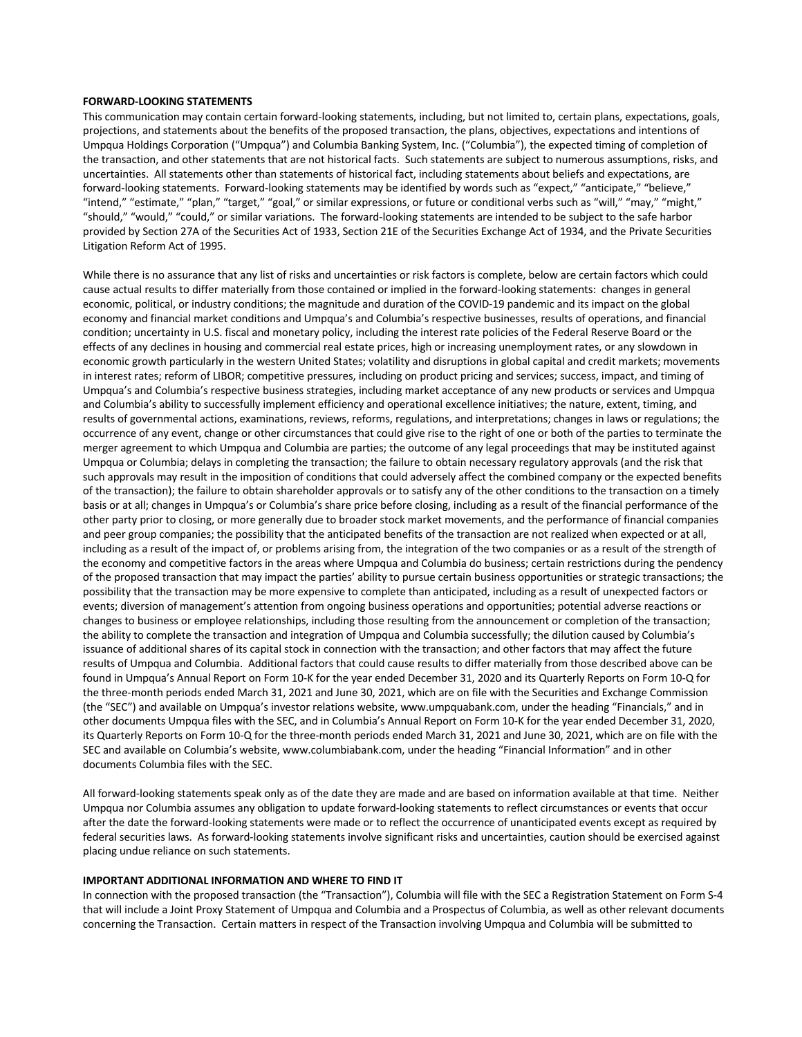**FORWARD-LOOKING STATEMENTS**

This communication may contain certain forward-looking statements, including, but not limited to, certain plans, expectations, goals, projections, and statements about the benefits of the proposed transaction, the plans, objectives, expectations and intentions of Umpqua Holdings Corporation ("Umpqua") and Columbia Banking System, Inc. ("Columbia"), the expected timing of completion of the transaction, and other statements that are not historical facts. Such statements are subject to numerous assumptions, risks, and uncertainties. All statements other than statements of historical fact, including statements about beliefs and expectations, are forward-looking statements. Forward-looking statements may be identified by words such as "expect," "anticipate," "believe," "intend," "estimate," "plan," "target," "goal," or similar expressions, or future or conditional verbs such as "will," "may," "might," "should," "would," "could," or similar variations. The forward-looking statements are intended to be subject to the safe harbor provided by Section 27A of the Securities Act of 1933, Section 21E of the Securities Exchange Act of 1934, and the Private Securities Litigation Reform Act of 1995.

While there is no assurance that any list of risks and uncertainties or risk factors is complete, below are certain factors which could cause actual results to differ materially from those contained or implied in the forward-looking statements: changes in general economic, political, or industry conditions; the magnitude and duration of the COVID-19 pandemic and its impact on the global economy and financial market conditions and Umpqua's and Columbia's respective businesses, results of operations, and financial condition; uncertainty in U.S. fiscal and monetary policy, including the interest rate policies of the Federal Reserve Board or the effects of any declines in housing and commercial real estate prices, high or increasing unemployment rates, or any slowdown in economic growth particularly in the western United States; volatility and disruptions in global capital and credit markets; movements in interest rates; reform of LIBOR; competitive pressures, including on product pricing and services; success, impact, and timing of Umpqua's and Columbia's respective business strategies, including market acceptance of any new products or services and Umpqua and Columbia's ability to successfully implement efficiency and operational excellence initiatives; the nature, extent, timing, and results of governmental actions, examinations, reviews, reforms, regulations, and interpretations; changes in laws or regulations; the occurrence of any event, change or other circumstances that could give rise to the right of one or both of the parties to terminate the merger agreement to which Umpqua and Columbia are parties; the outcome of any legal proceedings that may be instituted against Umpqua or Columbia; delays in completing the transaction; the failure to obtain necessary regulatory approvals (and the risk that such approvals may result in the imposition of conditions that could adversely affect the combined company or the expected benefits of the transaction); the failure to obtain shareholder approvals or to satisfy any of the other conditions to the transaction on a timely basis or at all; changes in Umpqua's or Columbia's share price before closing, including as a result of the financial performance of the other party prior to closing, or more generally due to broader stock market movements, and the performance of financial companies and peer group companies; the possibility that the anticipated benefits of the transaction are not realized when expected or at all, including as a result of the impact of, or problems arising from, the integration of the two companies or as a result of the strength of the economy and competitive factors in the areas where Umpqua and Columbia do business; certain restrictions during the pendency of the proposed transaction that may impact the parties' ability to pursue certain business opportunities or strategic transactions; the possibility that the transaction may be more expensive to complete than anticipated, including as a result of unexpected factors or events; diversion of management's attention from ongoing business operations and opportunities; potential adverse reactions or changes to business or employee relationships, including those resulting from the announcement or completion of the transaction; the ability to complete the transaction and integration of Umpqua and Columbia successfully; the dilution caused by Columbia's issuance of additional shares of its capital stock in connection with the transaction; and other factors that may affect the future results of Umpqua and Columbia. Additional factors that could cause results to differ materially from those described above can be found in Umpqua's Annual Report on Form 10-K for the year ended December 31, 2020 and its Quarterly Reports on Form 10-Q for the three-month periods ended March 31, 2021 and June 30, 2021, which are on file with the Securities and Exchange Commission (the "SEC") and available on Umpqua's investor relations website, www.umpquabank.com, under the heading "Financials," and in other documents Umpqua files with the SEC, and in Columbia's Annual Report on Form 10-K for the year ended December 31, 2020, its Quarterly Reports on Form 10-Q for the three-month periods ended March 31, 2021 and June 30, 2021, which are on file with the SEC and available on Columbia's website, www.columbiabank.com, under the heading "Financial Information" and in other documents Columbia files with the SEC.

All forward-looking statements speak only as of the date they are made and are based on information available at that time. Neither Umpqua nor Columbia assumes any obligation to update forward-looking statements to reflect circumstances or events that occur after the date the forward-looking statements were made or to reflect the occurrence of unanticipated events except as required by federal securities laws. As forward-looking statements involve significant risks and uncertainties, caution should be exercised against placing undue reliance on such statements.

**IMPORTANT ADDITIONAL INFORMATION AND WHERE TO FIND IT**

In connection with the proposed transaction (the "Transaction"), Columbia will file with the SEC a Registration Statement on Form S-4 that will include a Joint Proxy Statement of Umpqua and Columbia and a Prospectus of Columbia, as well as other relevant documents concerning the Transaction. Certain matters in respect of the Transaction involving Umpqua and Columbia will be submitted to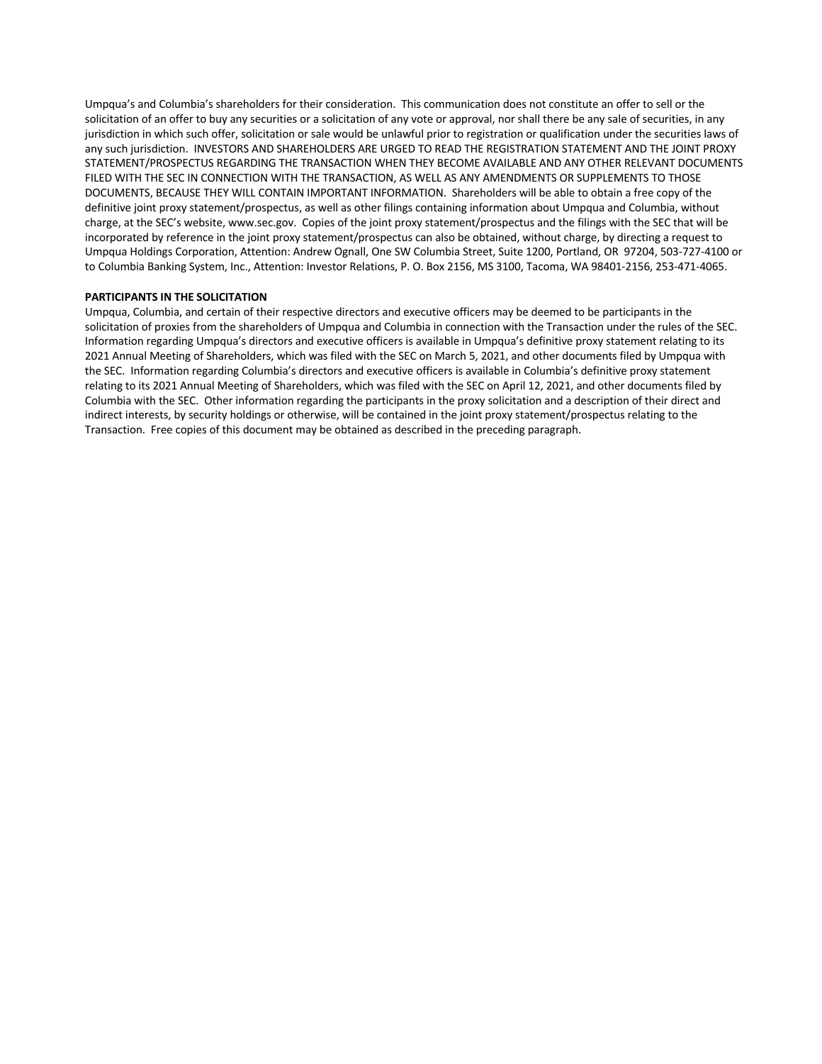Umpqua's and Columbia's shareholders for their consideration. This communication does not constitute an offer to sell or the solicitation of an offer to buy any securities or a solicitation of any vote or approval, nor shall there be any sale of securities, in any jurisdiction in which such offer, solicitation or sale would be unlawful prior to registration or qualification under the securities laws of any such jurisdiction. INVESTORS AND SHAREHOLDERS ARE URGED TO READ THE REGISTRATION STATEMENT AND THE JOINT PROXY STATEMENT/PROSPECTUS REGARDING THE TRANSACTION WHEN THEY BECOME AVAILABLE AND ANY OTHER RELEVANT DOCUMENTS FILED WITH THE SEC IN CONNECTION WITH THE TRANSACTION, AS WELL AS ANY AMENDMENTS OR SUPPLEMENTS TO THOSE DOCUMENTS, BECAUSE THEY WILL CONTAIN IMPORTANT INFORMATION. Shareholders will be able to obtain a free copy of the definitive joint proxy statement/prospectus, as well as other filings containing information about Umpqua and Columbia, without charge, at the SEC's website, www.sec.gov. Copies of the joint proxy statement/prospectus and the filings with the SEC that will be incorporated by reference in the joint proxy statement/prospectus can also be obtained, without charge, by directing a request to Umpqua Holdings Corporation, Attention: Andrew Ognall, One SW Columbia Street, Suite 1200, Portland, OR 97204, 503-727-4100 or to Columbia Banking System, Inc., Attention: Investor Relations, P. O. Box 2156, MS 3100, Tacoma, WA 98401-2156, 253-471-4065.

**PARTICIPANTS IN THE SOLICITATION**

Umpqua, Columbia, and certain of their respective directors and executive officers may be deemed to be participants in the solicitation of proxies from the shareholders of Umpqua and Columbia in connection with the Transaction under the rules of the SEC. Information regarding Umpqua's directors and executive officers is available in Umpqua's definitive proxy statement relating to its 2021 Annual Meeting of Shareholders, which was filed with the SEC on March 5, 2021, and other documents filed by Umpqua with the SEC. Information regarding Columbia's directors and executive officers is available in Columbia's definitive proxy statement relating to its 2021 Annual Meeting of Shareholders, which was filed with the SEC on April 12, 2021, and other documents filed by Columbia with the SEC. Other information regarding the participants in the proxy solicitation and a description of their direct and indirect interests, by security holdings or otherwise, will be contained in the joint proxy statement/prospectus relating to the Transaction. Free copies of this document may be obtained as described in the preceding paragraph.